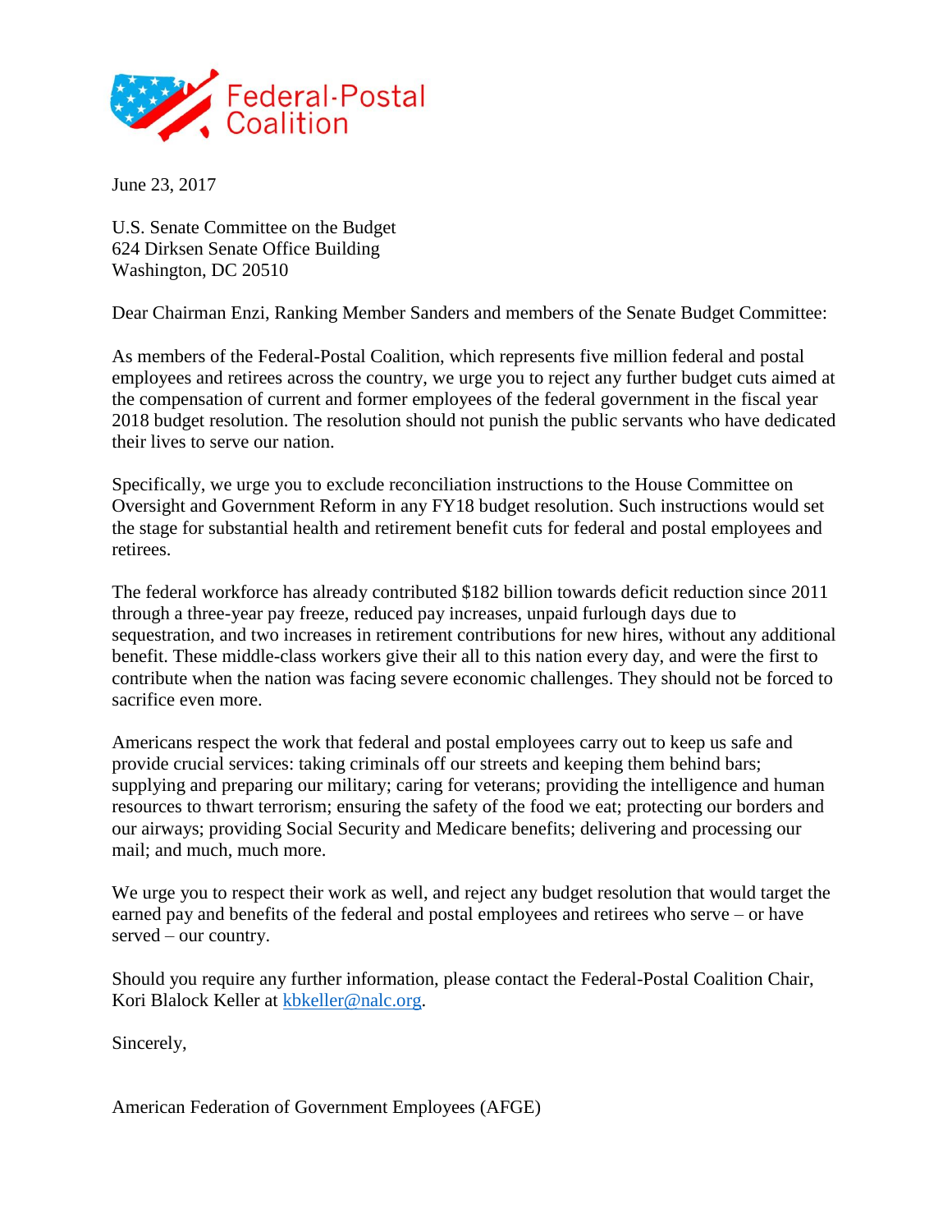Federal-Postal Coalition

June 23, 2017

U.S. Senate Committee on the Budget
624 Dirksen Senate Office Building
Washington, DC 20510

Dear Chairman Enzi, Ranking Member Sanders and members of the Senate Budget Committee:

As members of the Federal-Postal Coalition, which represents five million federal and postal employees and retirees across the country, we urge you to reject any further budget cuts aimed at the compensation of current and former employees of the federal government in the fiscal year 2018 budget resolution. The resolution should not punish the public servants who have dedicated their lives to serve our nation.

Specifically, we urge you to exclude reconciliation instructions to the House Committee on Oversight and Government Reform in any FY18 budget resolution. Such instructions would set the stage for substantial health and retirement benefit cuts for federal and postal employees and retirees.

The federal workforce has already contributed $182 billion towards deficit reduction since 2011 through a three-year pay freeze, reduced pay increases, unpaid furlough days due to sequestration, and two increases in retirement contributions for new hires, without any additional benefit. These middle-class workers give their all to this nation every day, and were the first to contribute when the nation was facing severe economic challenges. They should not be forced to sacrifice even more.

Americans respect the work that federal and postal employees carry out to keep us safe and provide crucial services: taking criminals off our streets and keeping them behind bars; supplying and preparing our military; caring for veterans; providing the intelligence and human resources to thwart terrorism; ensuring the safety of the food we eat; protecting our borders and our airways; providing Social Security and Medicare benefits; delivering and processing our mail; and much, much more.

We urge you to respect their work as well, and reject any budget resolution that would target the earned pay and benefits of the federal and postal employees and retirees who serve – or have served – our country.

Should you require any further information, please contact the Federal-Postal Coalition Chair, Kori Blalock Keller at [kbkeller@nalc.org](mailto:kbkeller@nalc.org).

Sincerely,

American Federation of Government Employees (AFGE)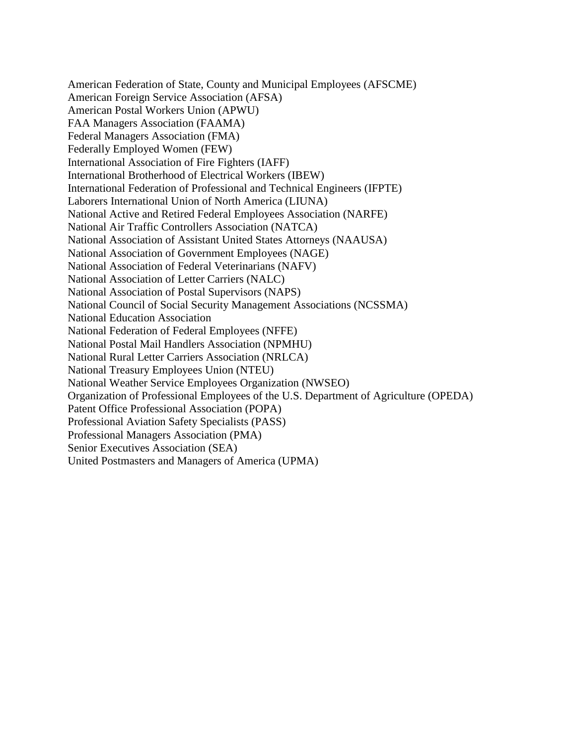American Federation of State, County and Municipal Employees (AFSCME)
American Foreign Service Association (AFSA)
American Postal Workers Union (APWU)
FAA Managers Association (FAAMA)
Federal Managers Association (FMA)
Federally Employed Women (FEW)
International Association of Fire Fighters (IAFF)
International Brotherhood of Electrical Workers (IBEW)
International Federation of Professional and Technical Engineers (IFPTE)
Laborers International Union of North America (LIUNA)
National Active and Retired Federal Employees Association (NARFE)
National Air Traffic Controllers Association (NATCA)
National Association of Assistant United States Attorneys (NAAUSA)
National Association of Government Employees (NAGE)
National Association of Federal Veterinarians (NAFV)
National Association of Letter Carriers (NALC)
National Association of Postal Supervisors (NAPS)
National Council of Social Security Management Associations (NCSSMA)
National Education Association
National Federation of Federal Employees (NFFE)
National Postal Mail Handlers Association (NPMHU)
National Rural Letter Carriers Association (NRLCA)
National Treasury Employees Union (NTEU)
National Weather Service Employees Organization (NWSEO)
Organization of Professional Employees of the U.S. Department of Agriculture (OPEDA)
Patent Office Professional Association (POPA)
Professional Aviation Safety Specialists (PASS)
Professional Managers Association (PMA)
Senior Executives Association (SEA)
United Postmasters and Managers of America (UPMA)